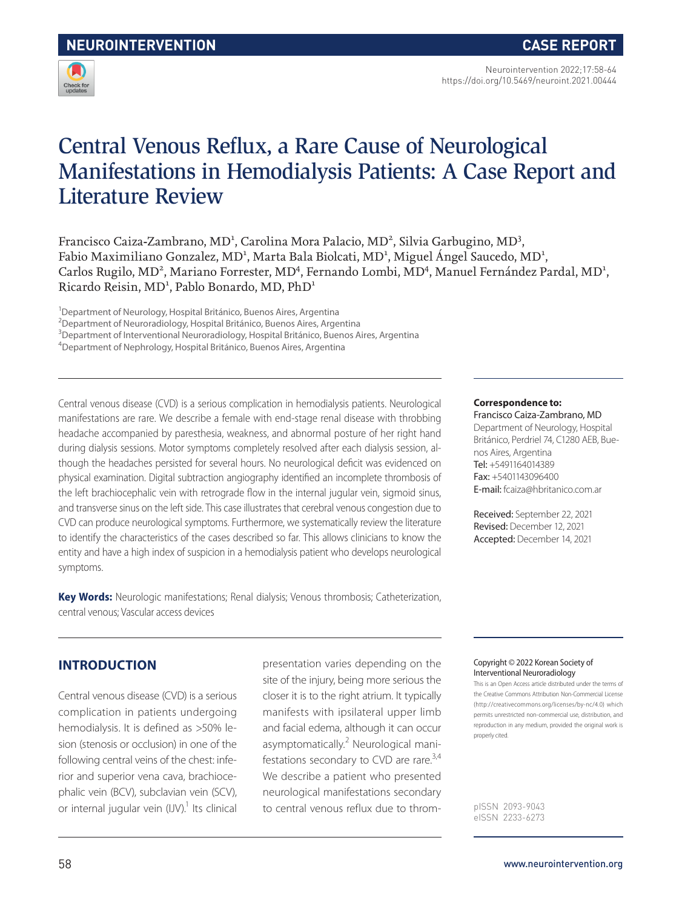NEUROINTERVENTION

CASE REPORT

# Central Venous Reflux, a Rare Cause of Neurological Manifestations in Hemodialysis Patients: A Case Report and Literature Review

Francisco Caiza-Zambrano, MD[1], Carolina Mora Palacio, MD[2], Silvia Garbugino, MD[3], Fabio Maximiliano Gonzalez, MD[1], Marta Bala Biolcati, MD[1], Miguel Ángel Saucedo, MD[1], Carlos Rugilo, MD[2], Mariano Forrester, MD[4], Fernando Lombi, MD[4], Manuel Fernández Pardal, MD[1], Ricardo Reisin, MD[1], Pablo Bonardo, MD, PhD[1]

[1]Department of Neurology, Hospital Británico, Buenos Aires, Argentina
[2]Department of Neuroradiology, Hospital Británico, Buenos Aires, Argentina
[3]Department of Interventional Neuroradiology, Hospital Británico, Buenos Aires, Argentina
[4]Department of Nephrology, Hospital Británico, Buenos Aires, Argentina

Central venous disease (CVD) is a serious complication in hemodialysis patients. Neurological manifestations are rare. We describe a female with end-stage renal disease with throbbing headache accompanied by paresthesia, weakness, and abnormal posture of her right hand during dialysis sessions. Motor symptoms completely resolved after each dialysis session, although the headaches persisted for several hours. No neurological deficit was evidenced on physical examination. Digital subtraction angiography identified an incomplete thrombosis of the left brachiocephalic vein with retrograde flow in the internal jugular vein, sigmoid sinus, and transverse sinus on the left side. This case illustrates that cerebral venous congestion due to CVD can produce neurological symptoms. Furthermore, we systematically review the literature to identify the characteristics of the cases described so far. This allows clinicians to know the entity and have a high index of suspicion in a hemodialysis patient who develops neurological symptoms.

**Key Words:** Neurologic manifestations; Renal dialysis; Venous thrombosis; Catheterization, central venous; Vascular access devices

**Correspondence to:**
Francisco Caiza-Zambrano, MD
Department of Neurology, Hospital Británico, Perdriel 74, C1280 AEB, Buenos Aires, Argentina
Tel: +5491164014389
Fax: +5401143096400
E-mail: fcaiza@hbritanico.com.ar

Received: September 22, 2021
Revised: December 12, 2021
Accepted: December 14, 2021

Copyright © 2022 Korean Society of Interventional Neuroradiology
This is an Open Access article distributed under the terms of the Creative Commons Attribution Non-Commercial License (http://creativecommons.org/licenses/by-nc/4.0) which permits unrestricted non-commercial use, distribution, and reproduction in any medium, provided the original work is properly cited.

pISSN 2093-9043
eISSN 2233-6273

## INTRODUCTION

Central venous disease (CVD) is a serious complication in patients undergoing hemodialysis. It is defined as >50% lesion (stenosis or occlusion) in one of the following central veins of the chest: inferior and superior vena cava, brachiocephalic vein (BCV), subclavian vein (SCV), or internal jugular vein (IJV).[1] Its clinical presentation varies depending on the site of the injury, being more serious the closer it is to the right atrium. It typically manifests with ipsilateral upper limb and facial edema, although it can occur asymptomatically.[2] Neurological manifestations secondary to CVD are rare.[3,4] We describe a patient who presented neurological manifestations secondary to central venous reflux due to throm-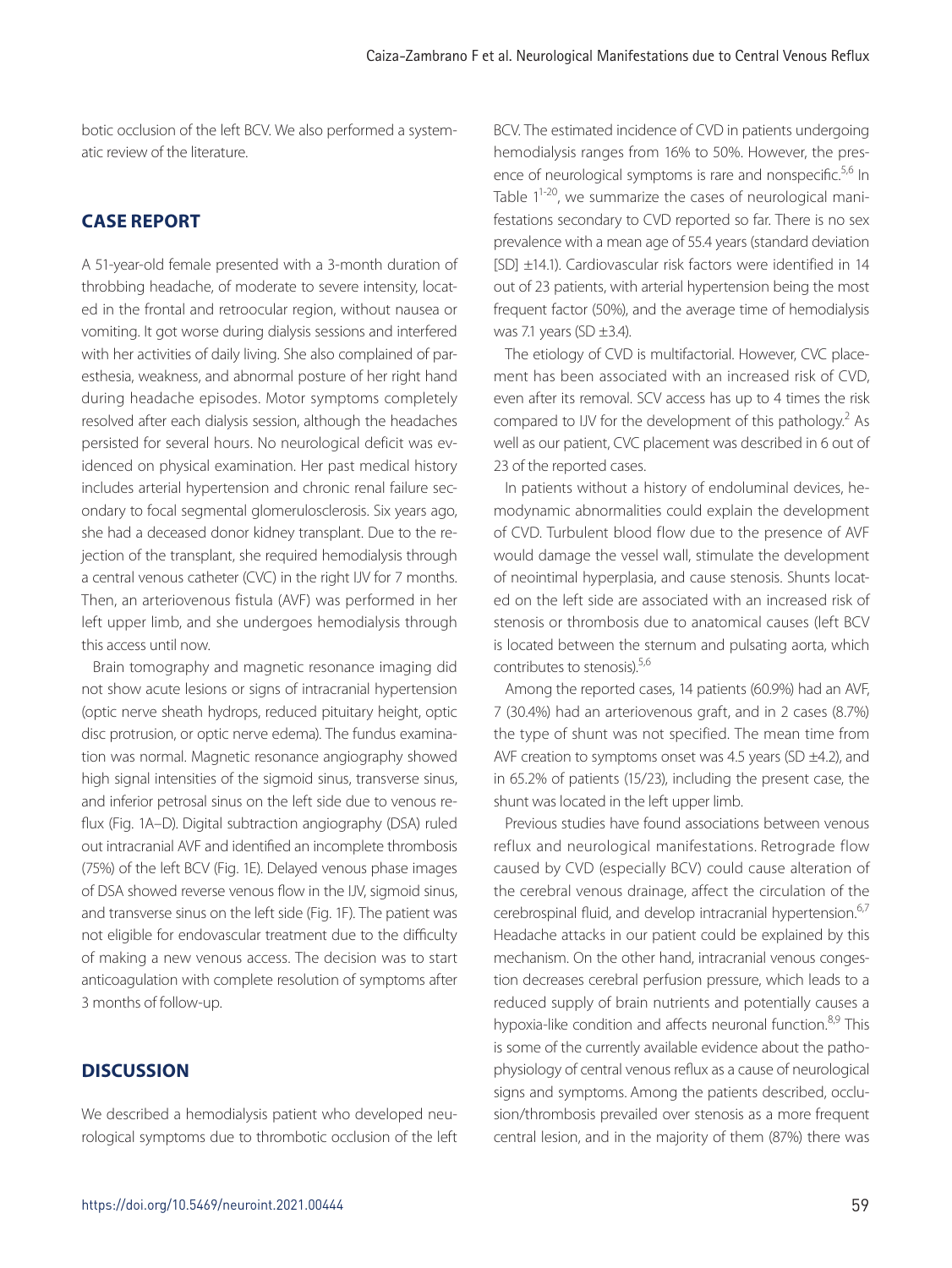botic occlusion of the left BCV. We also performed a systematic review of the literature.

## CASE REPORT

A 51-year-old female presented with a 3-month duration of throbbing headache, of moderate to severe intensity, located in the frontal and retroocular region, without nausea or vomiting. It got worse during dialysis sessions and interfered with her activities of daily living. She also complained of paresthesia, weakness, and abnormal posture of her right hand during headache episodes. Motor symptoms completely resolved after each dialysis session, although the headaches persisted for several hours. No neurological deficit was evidenced on physical examination. Her past medical history includes arterial hypertension and chronic renal failure secondary to focal segmental glomerulosclerosis. Six years ago, she had a deceased donor kidney transplant. Due to the rejection of the transplant, she required hemodialysis through a central venous catheter (CVC) in the right IJV for 7 months. Then, an arteriovenous fistula (AVF) was performed in her left upper limb, and she undergoes hemodialysis through this access until now.

Brain tomography and magnetic resonance imaging did not show acute lesions or signs of intracranial hypertension (optic nerve sheath hydrops, reduced pituitary height, optic disc protrusion, or optic nerve edema). The fundus examination was normal. Magnetic resonance angiography showed high signal intensities of the sigmoid sinus, transverse sinus, and inferior petrosal sinus on the left side due to venous reflux (Fig. 1A–D). Digital subtraction angiography (DSA) ruled out intracranial AVF and identified an incomplete thrombosis (75%) of the left BCV (Fig. 1E). Delayed venous phase images of DSA showed reverse venous flow in the IJV, sigmoid sinus, and transverse sinus on the left side (Fig. 1F). The patient was not eligible for endovascular treatment due to the difficulty of making a new venous access. The decision was to start anticoagulation with complete resolution of symptoms after 3 months of follow-up.

## DISCUSSION

We described a hemodialysis patient who developed neurological symptoms due to thrombotic occlusion of the left BCV. The estimated incidence of CVD in patients undergoing hemodialysis ranges from 16% to 50%. However, the presence of neurological symptoms is rare and nonspecific.[5,6] In Table 1[1-20], we summarize the cases of neurological manifestations secondary to CVD reported so far. There is no sex prevalence with a mean age of 55.4 years (standard deviation [SD] ±14.1). Cardiovascular risk factors were identified in 14 out of 23 patients, with arterial hypertension being the most frequent factor (50%), and the average time of hemodialysis was 7.1 years (SD ±3.4).

The etiology of CVD is multifactorial. However, CVC placement has been associated with an increased risk of CVD, even after its removal. SCV access has up to 4 times the risk compared to IJV for the development of this pathology.[2] As well as our patient, CVC placement was described in 6 out of 23 of the reported cases.

In patients without a history of endoluminal devices, hemodynamic abnormalities could explain the development of CVD. Turbulent blood flow due to the presence of AVF would damage the vessel wall, stimulate the development of neointimal hyperplasia, and cause stenosis. Shunts located on the left side are associated with an increased risk of stenosis or thrombosis due to anatomical causes (left BCV is located between the sternum and pulsating aorta, which contributes to stenosis).[5,6]

Among the reported cases, 14 patients (60.9%) had an AVF, 7 (30.4%) had an arteriovenous graft, and in 2 cases (8.7%) the type of shunt was not specified. The mean time from AVF creation to symptoms onset was 4.5 years (SD ±4.2), and in 65.2% of patients (15/23), including the present case, the shunt was located in the left upper limb.

Previous studies have found associations between venous reflux and neurological manifestations. Retrograde flow caused by CVD (especially BCV) could cause alteration of the cerebral venous drainage, affect the circulation of the cerebrospinal fluid, and develop intracranial hypertension.[6,7] Headache attacks in our patient could be explained by this mechanism. On the other hand, intracranial venous congestion decreases cerebral perfusion pressure, which leads to a reduced supply of brain nutrients and potentially causes a hypoxia-like condition and affects neuronal function.[8,9] This is some of the currently available evidence about the pathophysiology of central venous reflux as a cause of neurological signs and symptoms. Among the patients described, occlusion/thrombosis prevailed over stenosis as a more frequent central lesion, and in the majority of them (87%) there was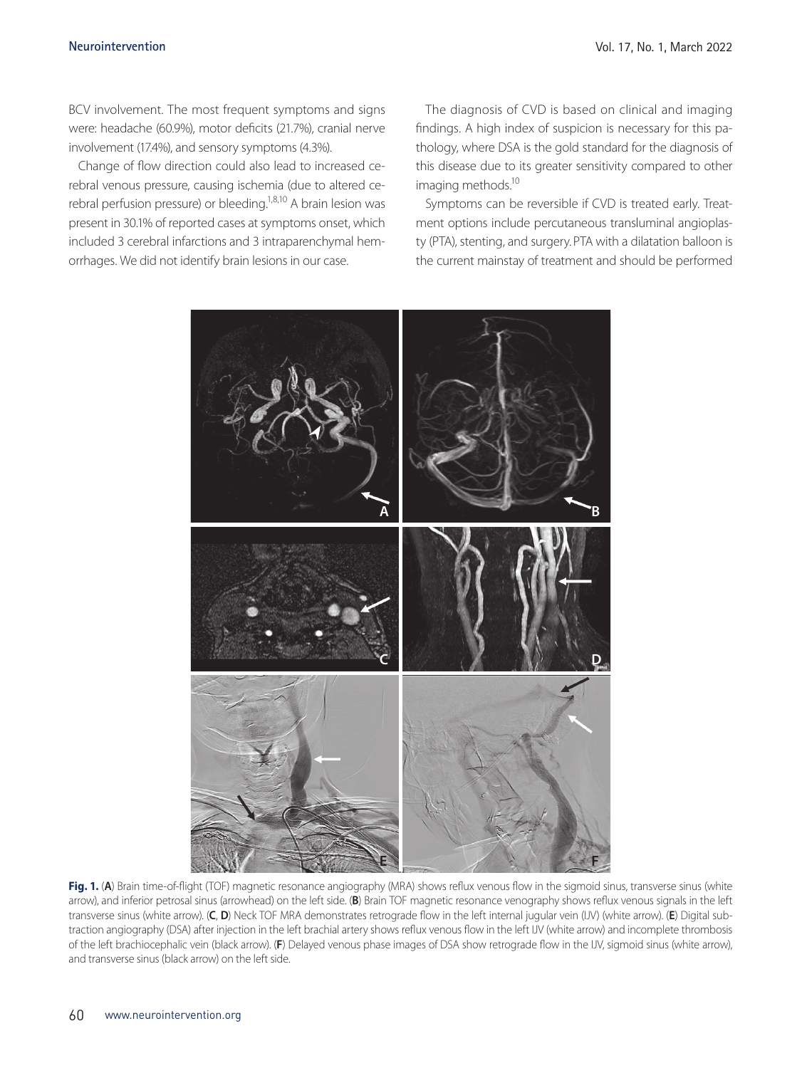BCV involvement. The most frequent symptoms and signs were: headache (60.9%), motor deficits (21.7%), cranial nerve involvement (17.4%), and sensory symptoms (4.3%).

Change of flow direction could also lead to increased cerebral venous pressure, causing ischemia (due to altered cerebral perfusion pressure) or bleeding.[1,8,10] A brain lesion was present in 30.1% of reported cases at symptoms onset, which included 3 cerebral infarctions and 3 intraparenchymal hemorrhages. We did not identify brain lesions in our case.

The diagnosis of CVD is based on clinical and imaging findings. A high index of suspicion is necessary for this pathology, where DSA is the gold standard for the diagnosis of this disease due to its greater sensitivity compared to other imaging methods.[10]

Symptoms can be reversible if CVD is treated early. Treatment options include percutaneous transluminal angioplasty (PTA), stenting, and surgery. PTA with a dilatation balloon is the current mainstay of treatment and should be performed

**Fig. 1.** (**A**) Brain time-of-flight (TOF) magnetic resonance angiography (MRA) shows reflux venous flow in the sigmoid sinus, transverse sinus (white arrow), and inferior petrosal sinus (arrowhead) on the left side. (**B**) Brain TOF magnetic resonance venography shows reflux venous signals in the left transverse sinus (white arrow). (**C**, **D**) Neck TOF MRA demonstrates retrograde flow in the left internal jugular vein (IJV) (white arrow). (**E**) Digital subtraction angiography (DSA) after injection in the left brachial artery shows reflux venous flow in the left IJV (white arrow) and incomplete thrombosis of the left brachiocephalic vein (black arrow). (**F**) Delayed venous phase images of DSA show retrograde flow in the IJV, sigmoid sinus (white arrow), and transverse sinus (black arrow) on the left side.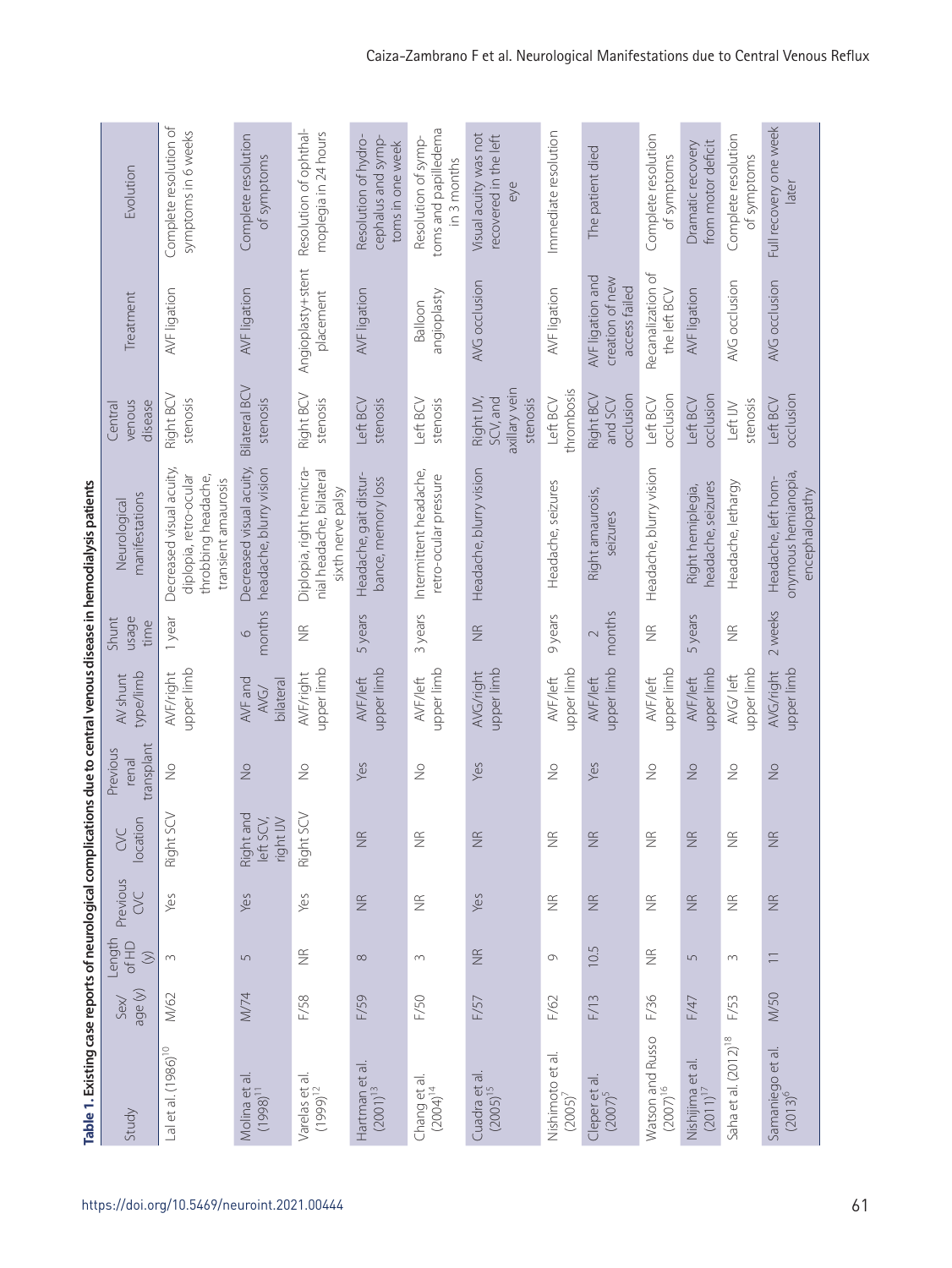**Table 1. Existing case reports of neurological complications due to central venous disease in hemodialysis patients**

| Study | Sex/ age (y) | Length of HD (y) | Previous CVC | CVC location | Previous renal transplant | AV shunt type/limb | Shunt usage time | Neurological manifestations | Central venous disease | Treatment | Evolution |
|---|---|---|---|---|---|---|---|---|---|---|---|
| Lal et al. (1986)[10] | M/62 | 3 | Yes | Right SCV | No | AVF/right upper limb | 1 year | Decreased visual acuity, diplopia, retro-ocular throbbing headache, transient amaurosis | Right BCV stenosis | AVF ligation | Complete resolution of symptoms in 6 weeks |
| Molina et al. (1998)[11] | M/74 | 5 | Yes | Right and left SCV, right IJV | No | AVF and AVG/ bilateral | 6 months | Decreased visual acuity, headache, blurry vision | Bilateral BCV stenosis | AVF ligation | Complete resolution of symptoms |
| Varelas et al. (1999)[12] | F/58 | NR | Yes | Right SCV | No | AVF/right upper limb | NR | Diplopia, right hemicranial headache, bilateral sixth nerve palsy | Right BCV stenosis | Angioplasty+stent placement | Resolution of ophthalmoplegia in 24 hours |
| Hartman et al. (2001)[13] | F/59 | 8 | NR | NR | Yes | AVF/left upper limb | 5 years | Headache, gait disturbance, memory loss | Left BCV stenosis | AVF ligation | Resolution of hydrocephalus and symptoms in one week |
| Chang et al. (2004)[14] | F/50 | 3 | NR | NR | No | AVF/left upper limb | 3 years | Intermittent headache, retro-ocular pressure | Left BCV stenosis | Balloon angioplasty | Resolution of symptoms and papilledema in 3 months |
| Cuadra et al. (2005)[15] | F/57 | NR | Yes | NR | Yes | AVG/right upper limb | NR | Headache, blurry vision | Right IJV, SCV, and axillary vein stenosis | AVG occlusion | Visual acuity was not recovered in the left eye |
| Nishimoto et al. (2005)[7] | F/62 | 9 | NR | NR | No | AVF/left upper limb | 9 years | Headache, seizures | Left BCV thrombosis | AVF ligation | Immediate resolution |
| Cleper et al. (2007)[5] | F/13 | 10.5 | NR | NR | Yes | AVF/left upper limb | 2 months | Right amaurosis, seizures | Right BCV and SCV occlusion | AVF ligation and creation of new access failed | The patient died |
| Watson and Russo (2007)[16] | F/36 | NR | NR | NR | No | AVF/left upper limb | NR | Headache, blurry vision | Left BCV occlusion | Recanalization of the left BCV | Complete resolution of symptoms |
| Nishijima et al. (2011)[17] | F/47 | 5 | NR | NR | No | AVF/left upper limb | 5 years | Right hemiplegia, headache, seizures | Left BCV occlusion | AVF ligation | Dramatic recovery from motor deficit |
| Saha et al. (2012)[18] | F/53 | 3 | NR | NR | No | AVG/left upper limb | NR | Headache, lethargy | Left IJV stenosis | AVG occlusion | Complete resolution of symptoms |
| Samaniego et al. (2013)[6] | M/50 | 11 | NR | NR | No | AVG/right upper limb | 2 weeks | Headache, left homonymous hemianopia, encephalopathy | Left BCV occlusion | AVG occlusion | Full recovery one week later |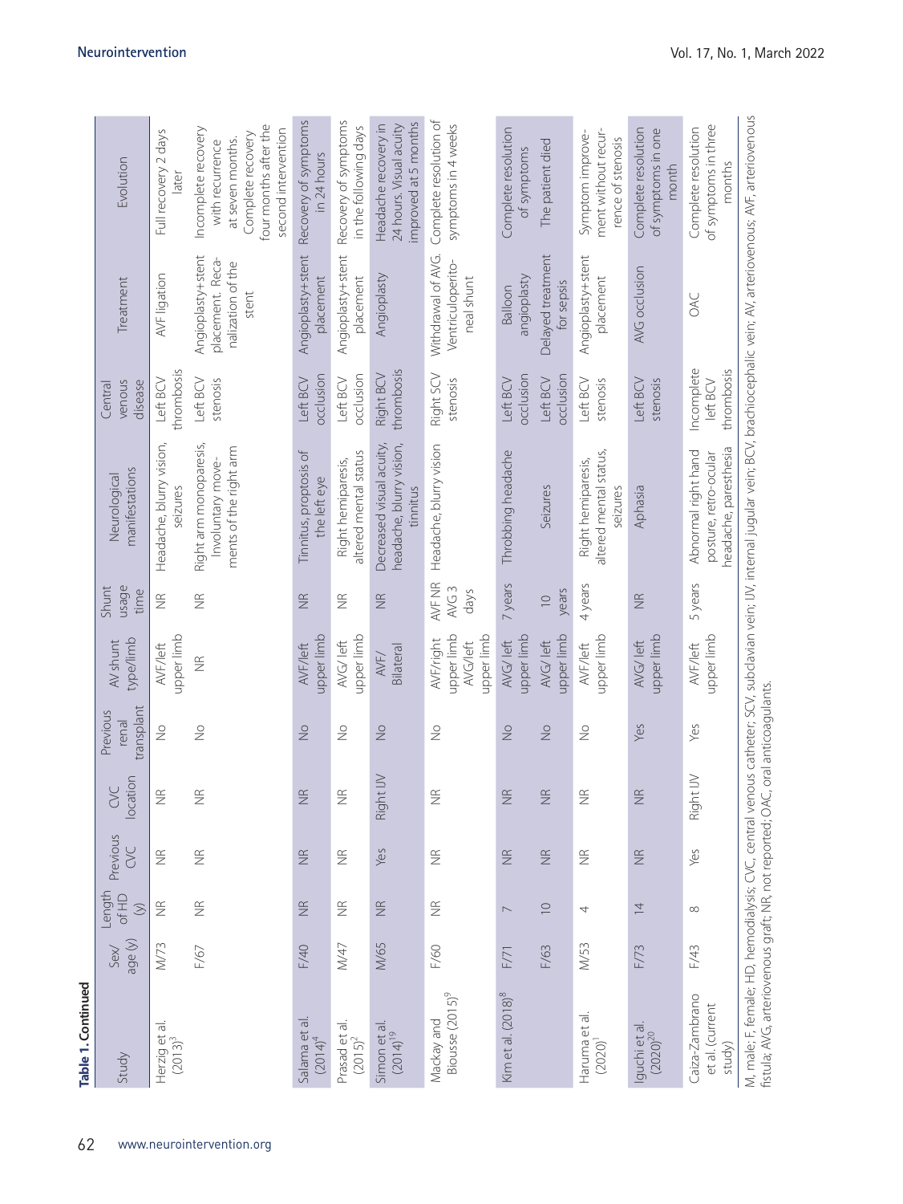**Table 1. Continued**

| Study | Sex/age (y) | Length of HD (y) | Previous CVC | CVC location | Previous renal transplant | AV shunt type/limb | Shunt usage time | Neurological manifestations | Central venous disease | Treatment | Evolution |
|---|---|---|---|---|---|---|---|---|---|---|---|
| Herzig et al. (2013)[3] | M/73 | NR | NR | NR | No | AVF/left upper limb | NR | Headache, blurry vision, seizures | Left BCV thrombosis | AVF ligation | Full recovery 2 days later |
| | F/67 | NR | NR | NR | No | NR | NR | Right arm monoparesis, Involuntary movements of the right arm | Left BCV stenosis | Angioplasty+stent placement. Recanalization of the stent | Incomplete recovery with recurrence at seven months. Complete recovery four months after the second intervention |
| Salama et al. (2014)[4] | F/40 | NR | NR | NR | No | AVF/left upper limb | NR | Tinnitus, proptosis of the left eye | Left BCV occlusion | Angioplasty+stent placement | Recovery of symptoms in 24 hours |
| Prasad et al. (2015)[2] | M/47 | NR | NR | NR | No | AVG/left upper limb | NR | Right hemiparesis, altered mental status | Left BCV occlusion | Angioplasty+stent placement | Recovery of symptoms in the following days |
| Simon et al. (2014)[19] | M/65 | NR | Yes | Right IJV | No | AVF/ Bilateral | NR | Decreased visual acuity, headache, blurry vision, tinnitus | Right BCV thrombosis | Angioplasty | Headache recovery in 24 hours. Visual acuity improved at 5 months |
| Mackay and Biousse (2015)[9] | F/60 | NR | NR | NR | No | AVF/right upper limb AVG/left upper limb | AVF NR AVG 3 days | Headache, blurry vision | Right SCV stenosis | Withdrawal of AVG. Ventriculoperitoneal shunt | Complete resolution of symptoms in 4 weeks |
| Kim et al. (2018)[8] | F/71 | 7 | NR | NR | No | AVG/ left upper limb | 7 years | Throbbing headache | Left BCV occlusion | Balloon angioplasty | Complete resolution of symptoms |
| | F/63 | 10 | NR | NR | No | AVG/ left upper limb | 10 years | Seizures | Left BCV occlusion | Delayed treatment for sepsis | The patient died |
| Haruma et al. (2020)[1] | M/53 | 4 | NR | NR | No | AVF/left upper limb | 4 years | Right hemiparesis, altered mental status, seizures | Left BCV stenosis | Angioplasty+stent placement | Symptom improvement without recurrence of stenosis |
| Iguchi et al. (2020)[20] | F/73 | 14 | NR | NR | Yes | AVG/ left upper limb | NR | Aphasia | Left BCV stenosis | AVG occlusion | Complete resolution of symptoms in one month |
| Caiza-Zambrano et al. (current study) | F/43 | 8 | Yes | Right IJV | Yes | AVF/left upper limb | 5 years | Abnormal right hand posture, retro-ocular headache, paresthesia | Incomplete left BCV thrombosis | OAC | Complete resolution of symptoms in three months |

M, male; F, female; HD, hemodialysis; CVC, central venous catheter; SCV, subclavian vein; IJV, internal jugular vein; BCV, brachiocephalic vein; AV, arteriovenous; AVF, arteriovenous fistula; AVG, arteriovenous graft; NR, not reported; OAC, oral anticoagulants.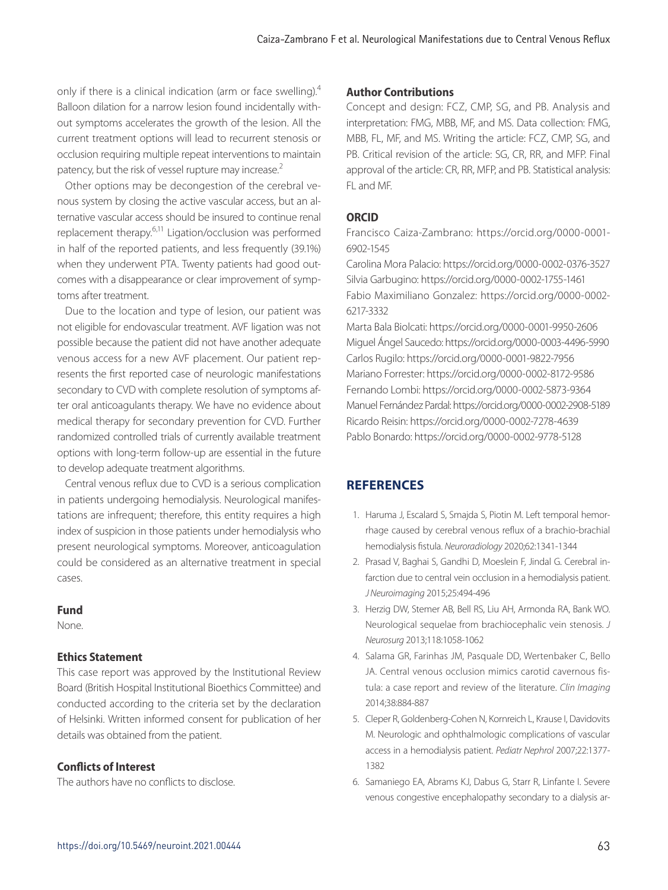only if there is a clinical indication (arm or face swelling).[4] Balloon dilation for a narrow lesion found incidentally without symptoms accelerates the growth of the lesion. All the current treatment options will lead to recurrent stenosis or occlusion requiring multiple repeat interventions to maintain patency, but the risk of vessel rupture may increase.[2]

Other options may be decongestion of the cerebral venous system by closing the active vascular access, but an alternative vascular access should be insured to continue renal replacement therapy.[6,11] Ligation/occlusion was performed in half of the reported patients, and less frequently (39.1%) when they underwent PTA. Twenty patients had good outcomes with a disappearance or clear improvement of symptoms after treatment.

Due to the location and type of lesion, our patient was not eligible for endovascular treatment. AVF ligation was not possible because the patient did not have another adequate venous access for a new AVF placement. Our patient represents the first reported case of neurologic manifestations secondary to CVD with complete resolution of symptoms after oral anticoagulants therapy. We have no evidence about medical therapy for secondary prevention for CVD. Further randomized controlled trials of currently available treatment options with long-term follow-up are essential in the future to develop adequate treatment algorithms.

Central venous reflux due to CVD is a serious complication in patients undergoing hemodialysis. Neurological manifestations are infrequent; therefore, this entity requires a high index of suspicion in those patients under hemodialysis who present neurological symptoms. Moreover, anticoagulation could be considered as an alternative treatment in special cases.

### Fund

None.

### Ethics Statement

This case report was approved by the Institutional Review Board (British Hospital Institutional Bioethics Committee) and conducted according to the criteria set by the declaration of Helsinki. Written informed consent for publication of her details was obtained from the patient.

### Conflicts of Interest

The authors have no conflicts to disclose.

### Author Contributions

Concept and design: FCZ, CMP, SG, and PB. Analysis and interpretation: FMG, MBB, MF, and MS. Data collection: FMG, MBB, FL, MF, and MS. Writing the article: FCZ, CMP, SG, and PB. Critical revision of the article: SG, CR, RR, and MFP. Final approval of the article: CR, RR, MFP, and PB. Statistical analysis: FL and MF.

### ORCID

Francisco Caiza-Zambrano: https://orcid.org/0000-0001-6902-1545
Carolina Mora Palacio: https://orcid.org/0000-0002-0376-3527
Silvia Garbugino: https://orcid.org/0000-0002-1755-1461
Fabio Maximiliano Gonzalez: https://orcid.org/0000-0002-6217-3332
Marta Bala Biolcati: https://orcid.org/0000-0001-9950-2606
Miguel Ángel Saucedo: https://orcid.org/0000-0003-4496-5990
Carlos Rugilo: https://orcid.org/0000-0001-9822-7956
Mariano Forrester: https://orcid.org/0000-0002-8172-9586
Fernando Lombi: https://orcid.org/0000-0002-5873-9364
Manuel Fernández Pardal: https://orcid.org/0000-0002-2908-5189
Ricardo Reisin: https://orcid.org/0000-0002-7278-4639
Pablo Bonardo: https://orcid.org/0000-0002-9778-5128

## REFERENCES

1. Haruma J, Escalard S, Smajda S, Piotin M. Left temporal hemorrhage caused by cerebral venous reflux of a brachio-brachial hemodialysis fistula. *Neuroradiology* 2020;62:1341-1344
2. Prasad V, Baghai S, Gandhi D, Moeslein F, Jindal G. Cerebral infarction due to central vein occlusion in a hemodialysis patient. *J Neuroimaging* 2015;25:494-496
3. Herzig DW, Stemer AB, Bell RS, Liu AH, Armonda RA, Bank WO. Neurological sequelae from brachiocephalic vein stenosis. *J Neurosurg* 2013;118:1058-1062
4. Salama GR, Farinhas JM, Pasquale DD, Wertenbaker C, Bello JA. Central venous occlusion mimics carotid cavernous fistula: a case report and review of the literature. *Clin Imaging* 2014;38:884-887
5. Cleper R, Goldenberg-Cohen N, Kornreich L, Krause I, Davidovits M. Neurologic and ophthalmologic complications of vascular access in a hemodialysis patient. *Pediatr Nephrol* 2007;22:1377-1382
6. Samaniego EA, Abrams KJ, Dabus G, Starr R, Linfante I. Severe venous congestive encephalopathy secondary to a dialysis ar-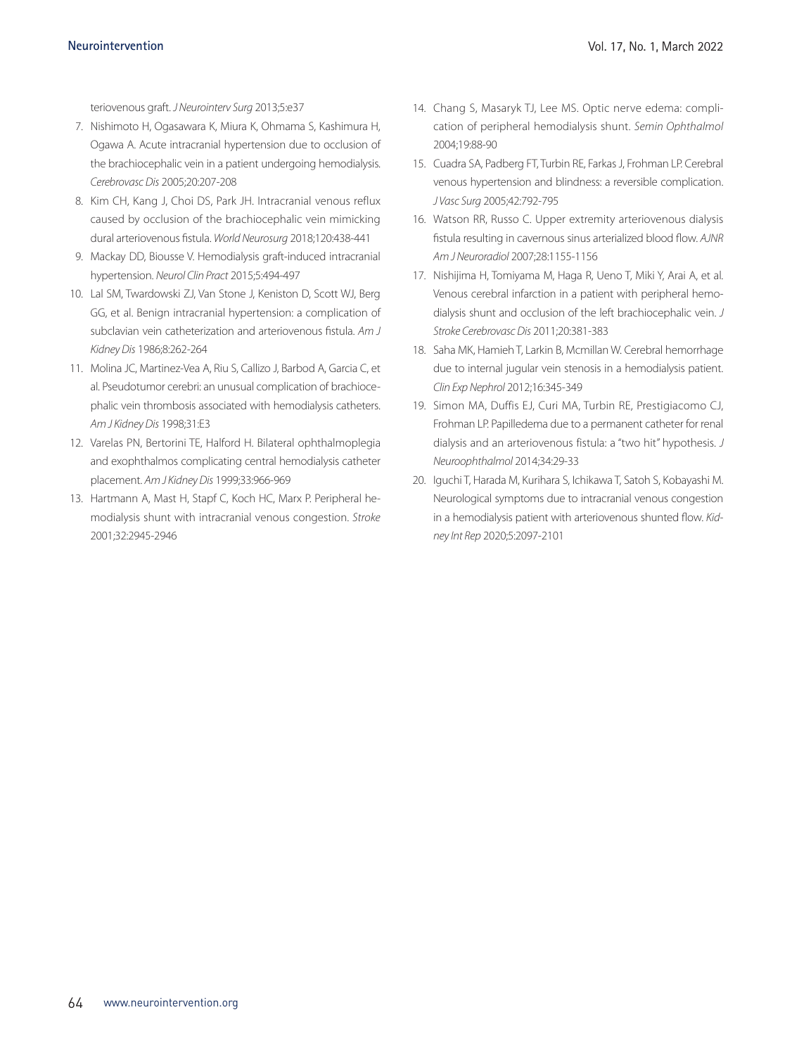teriovenous graft. *J Neurointerv Surg* 2013;5:e37

7. Nishimoto H, Ogasawara K, Miura K, Ohmama S, Kashimura H, Ogawa A. Acute intracranial hypertension due to occlusion of the brachiocephalic vein in a patient undergoing hemodialysis. *Cerebrovasc Dis* 2005;20:207-208
8. Kim CH, Kang J, Choi DS, Park JH. Intracranial venous reflux caused by occlusion of the brachiocephalic vein mimicking dural arteriovenous fistula. *World Neurosurg* 2018;120:438-441
9. Mackay DD, Biousse V. Hemodialysis graft-induced intracranial hypertension. *Neurol Clin Pract* 2015;5:494-497
10. Lal SM, Twardowski ZJ, Van Stone J, Keniston D, Scott WJ, Berg GG, et al. Benign intracranial hypertension: a complication of subclavian vein catheterization and arteriovenous fistula. *Am J Kidney Dis* 1986;8:262-264
11. Molina JC, Martinez-Vea A, Riu S, Callizo J, Barbod A, Garcia C, et al. Pseudotumor cerebri: an unusual complication of brachiocephalic vein thrombosis associated with hemodialysis catheters. *Am J Kidney Dis* 1998;31:E3
12. Varelas PN, Bertorini TE, Halford H. Bilateral ophthalmoplegia and exophthalmos complicating central hemodialysis catheter placement. *Am J Kidney Dis* 1999;33:966-969
13. Hartmann A, Mast H, Stapf C, Koch HC, Marx P. Peripheral hemodialysis shunt with intracranial venous congestion. *Stroke* 2001;32:2945-2946
14. Chang S, Masaryk TJ, Lee MS. Optic nerve edema: complication of peripheral hemodialysis shunt. *Semin Ophthalmol* 2004;19:88-90
15. Cuadra SA, Padberg FT, Turbin RE, Farkas J, Frohman LP. Cerebral venous hypertension and blindness: a reversible complication. *J Vasc Surg* 2005;42:792-795
16. Watson RR, Russo C. Upper extremity arteriovenous dialysis fistula resulting in cavernous sinus arterialized blood flow. *AJNR Am J Neuroradiol* 2007;28:1155-1156
17. Nishijima H, Tomiyama M, Haga R, Ueno T, Miki Y, Arai A, et al. Venous cerebral infarction in a patient with peripheral hemodialysis shunt and occlusion of the left brachiocephalic vein. *J Stroke Cerebrovasc Dis* 2011;20:381-383
18. Saha MK, Hamieh T, Larkin B, Mcmillan W. Cerebral hemorrhage due to internal jugular vein stenosis in a hemodialysis patient. *Clin Exp Nephrol* 2012;16:345-349
19. Simon MA, Duffis EJ, Curi MA, Turbin RE, Prestigiacomo CJ, Frohman LP. Papilledema due to a permanent catheter for renal dialysis and an arteriovenous fistula: a "two hit" hypothesis. *J Neuroophthalmol* 2014;34:29-33
20. Iguchi T, Harada M, Kurihara S, Ichikawa T, Satoh S, Kobayashi M. Neurological symptoms due to intracranial venous congestion in a hemodialysis patient with arteriovenous shunted flow. *Kidney Int Rep* 2020;5:2097-2101